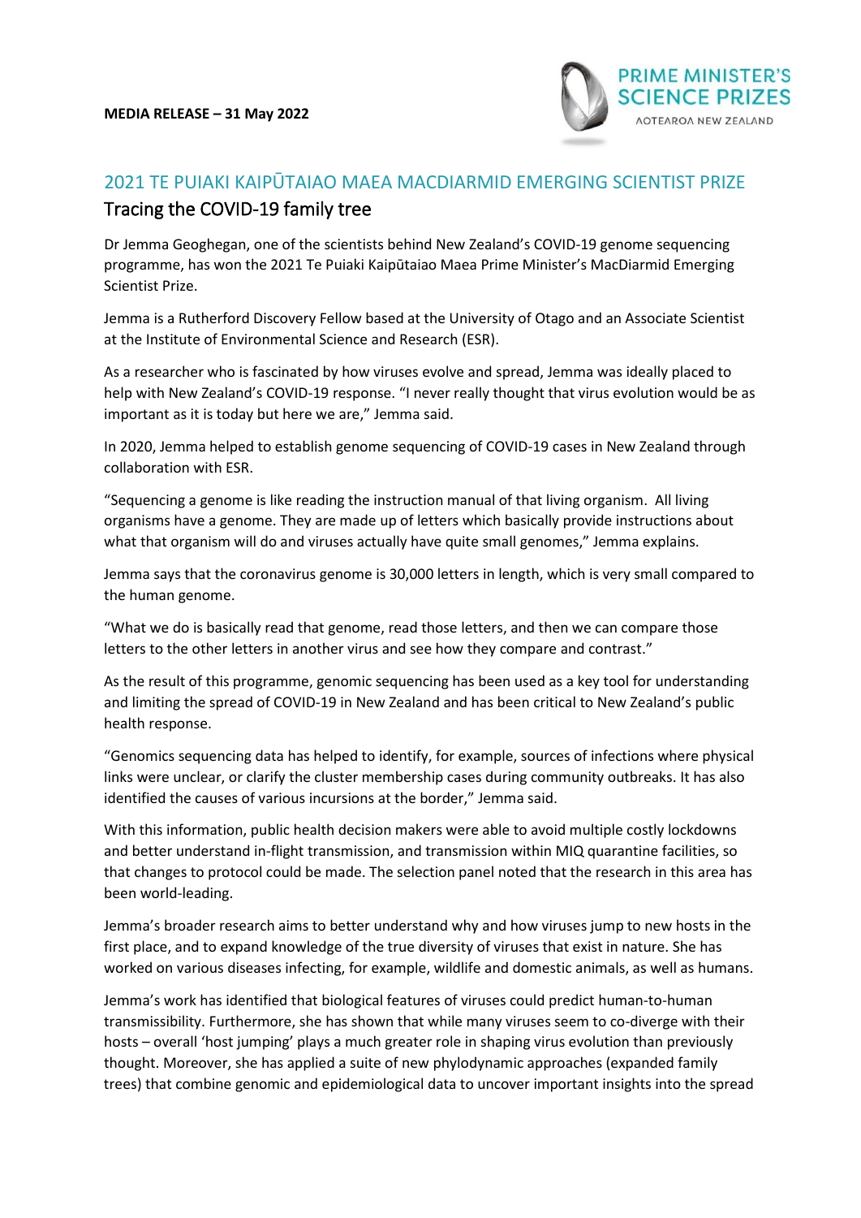**MEDIA RELEASE – 31 May 2022**

PRIME MINISTER'S SCIENCE PRIZES
AOTEAROA NEW ZEALAND

## 2021 TE PUIAKI KAIPŪTAIAO MAEA MACDIARMID EMERGING SCIENTIST PRIZE

# Tracing the COVID-19 family tree

Dr Jemma Geoghegan, one of the scientists behind New Zealand's COVID-19 genome sequencing programme, has won the 2021 Te Puiaki Kaipūtaiao Maea Prime Minister's MacDiarmid Emerging Scientist Prize.

Jemma is a Rutherford Discovery Fellow based at the University of Otago and an Associate Scientist at the Institute of Environmental Science and Research (ESR).

As a researcher who is fascinated by how viruses evolve and spread, Jemma was ideally placed to help with New Zealand's COVID-19 response. "I never really thought that virus evolution would be as important as it is today but here we are," Jemma said.

In 2020, Jemma helped to establish genome sequencing of COVID-19 cases in New Zealand through collaboration with ESR.

"Sequencing a genome is like reading the instruction manual of that living organism. All living organisms have a genome. They are made up of letters which basically provide instructions about what that organism will do and viruses actually have quite small genomes," Jemma explains.

Jemma says that the coronavirus genome is 30,000 letters in length, which is very small compared to the human genome.

"What we do is basically read that genome, read those letters, and then we can compare those letters to the other letters in another virus and see how they compare and contrast."

As the result of this programme, genomic sequencing has been used as a key tool for understanding and limiting the spread of COVID-19 in New Zealand and has been critical to New Zealand's public health response.

"Genomics sequencing data has helped to identify, for example, sources of infections where physical links were unclear, or clarify the cluster membership cases during community outbreaks. It has also identified the causes of various incursions at the border," Jemma said.

With this information, public health decision makers were able to avoid multiple costly lockdowns and better understand in-flight transmission, and transmission within MIQ quarantine facilities, so that changes to protocol could be made. The selection panel noted that the research in this area has been world-leading.

Jemma's broader research aims to better understand why and how viruses jump to new hosts in the first place, and to expand knowledge of the true diversity of viruses that exist in nature. She has worked on various diseases infecting, for example, wildlife and domestic animals, as well as humans.

Jemma's work has identified that biological features of viruses could predict human-to-human transmissibility. Furthermore, she has shown that while many viruses seem to co-diverge with their hosts – overall 'host jumping' plays a much greater role in shaping virus evolution than previously thought. Moreover, she has applied a suite of new phylodynamic approaches (expanded family trees) that combine genomic and epidemiological data to uncover important insights into the spread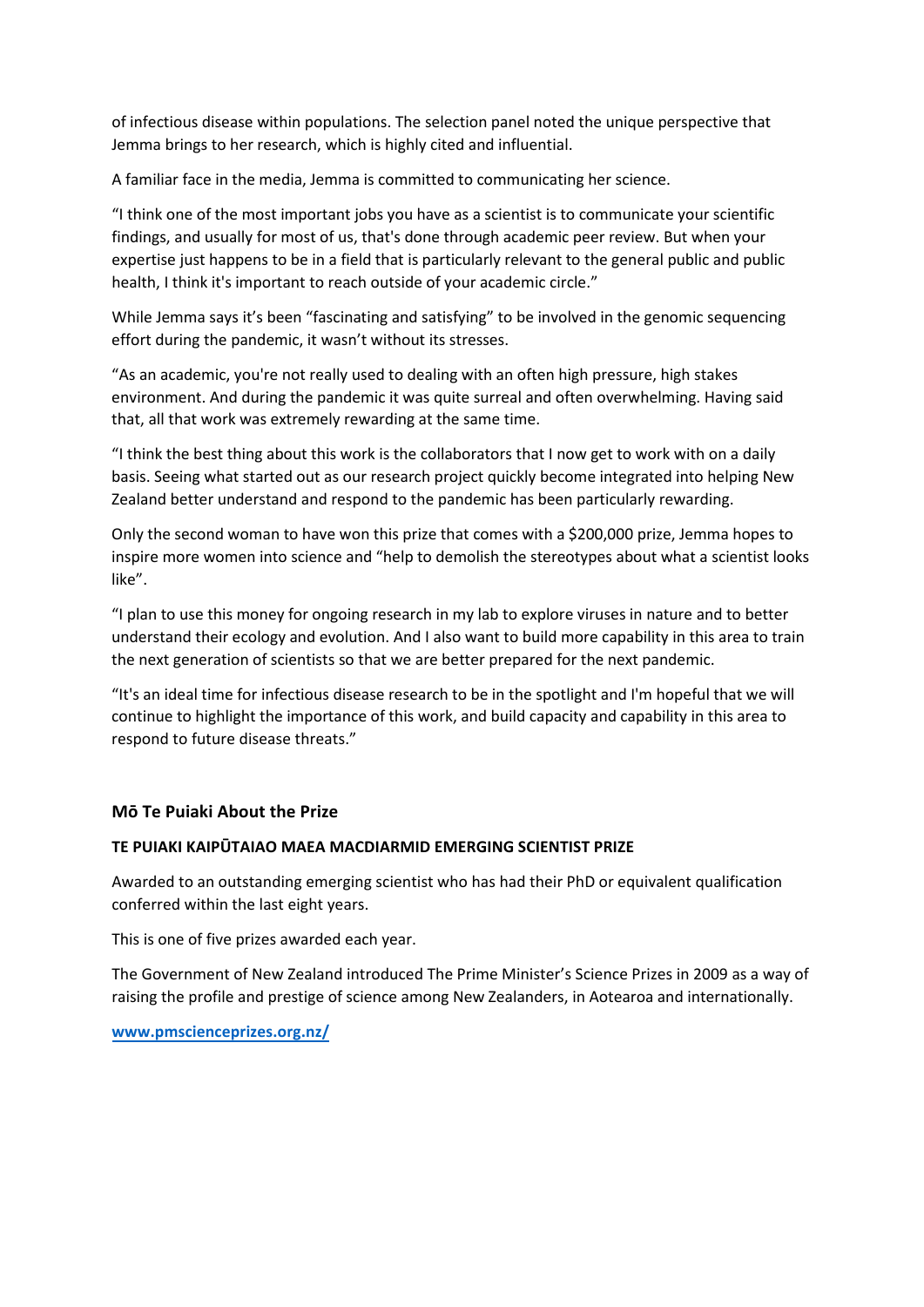of infectious disease within populations. The selection panel noted the unique perspective that Jemma brings to her research, which is highly cited and influential.

A familiar face in the media, Jemma is committed to communicating her science.

"I think one of the most important jobs you have as a scientist is to communicate your scientific findings, and usually for most of us, that's done through academic peer review. But when your expertise just happens to be in a field that is particularly relevant to the general public and public health, I think it's important to reach outside of your academic circle."

While Jemma says it's been "fascinating and satisfying" to be involved in the genomic sequencing effort during the pandemic, it wasn't without its stresses.

"As an academic, you're not really used to dealing with an often high pressure, high stakes environment. And during the pandemic it was quite surreal and often overwhelming. Having said that, all that work was extremely rewarding at the same time.

"I think the best thing about this work is the collaborators that I now get to work with on a daily basis. Seeing what started out as our research project quickly become integrated into helping New Zealand better understand and respond to the pandemic has been particularly rewarding.

Only the second woman to have won this prize that comes with a $200,000 prize, Jemma hopes to inspire more women into science and "help to demolish the stereotypes about what a scientist looks like".

"I plan to use this money for ongoing research in my lab to explore viruses in nature and to better understand their ecology and evolution. And I also want to build more capability in this area to train the next generation of scientists so that we are better prepared for the next pandemic.

"It's an ideal time for infectious disease research to be in the spotlight and I'm hopeful that we will continue to highlight the importance of this work, and build capacity and capability in this area to respond to future disease threats."

## Mō Te Puiaki About the Prize

### TE PUIAKI KAIPŪTAIAO MAEA MACDIARMID EMERGING SCIENTIST PRIZE

Awarded to an outstanding emerging scientist who has had their PhD or equivalent qualification conferred within the last eight years.

This is one of five prizes awarded each year.

The Government of New Zealand introduced The Prime Minister's Science Prizes in 2009 as a way of raising the profile and prestige of science among New Zealanders, in Aotearoa and internationally.

[www.pmscienceprizes.org.nz/](www.pmscienceprizes.org.nz/)